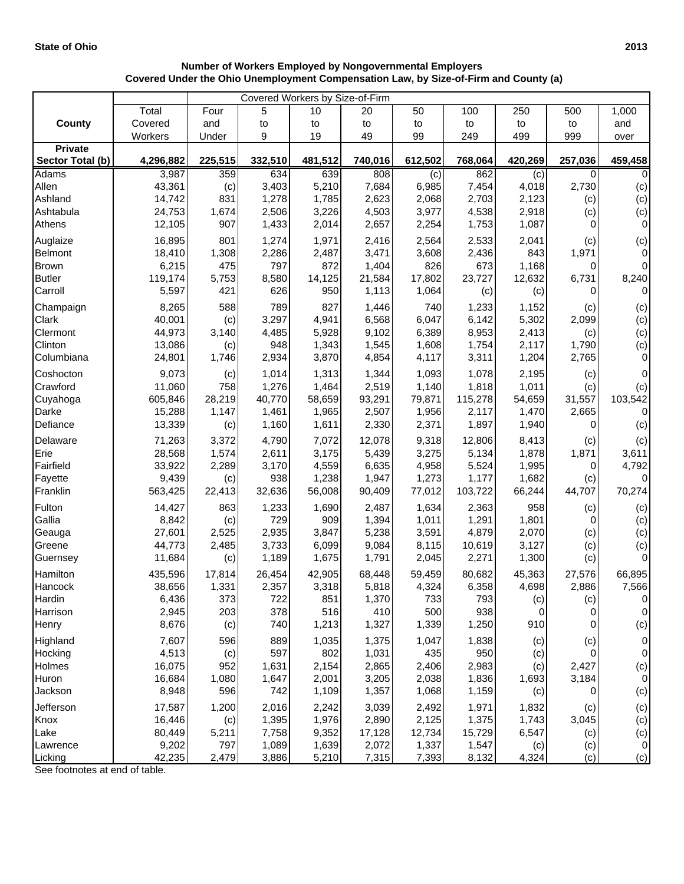**State of Ohio** **2013**

**Number of Workers Employed by Nongovernmental Employers**
**Covered Under the Ohio Unemployment Compensation Law, by Size-of-Firm and County (a)**

| County | Total Covered Workers | Covered Workers by Size-of-Firm | | | | | | | | |
|---|---|---|---|---|---|---|---|---|---|---|
| | | Four and Under | 5 to 9 | 10 to 19 | 20 to 49 | 50 to 99 | 100 to 249 | 250 to 499 | 500 to 999 | 1,000 and over |
| **Private Sector Total (b)** | **4,296,882** | **225,515** | **332,510** | **481,512** | **740,016** | **612,502** | **768,064** | **420,269** | **257,036** | **459,458** |
| Adams | 3,987 | 359 | 634 | 639 | 808 | (c) | 862 | (c) | 0 | 0 |
| Allen | 43,361 | (c) | 3,403 | 5,210 | 7,684 | 6,985 | 7,454 | 4,018 | 2,730 | (c) |
| Ashland | 14,742 | 831 | 1,278 | 1,785 | 2,623 | 2,068 | 2,703 | 2,123 | (c) | (c) |
| Ashtabula | 24,753 | 1,674 | 2,506 | 3,226 | 4,503 | 3,977 | 4,538 | 2,918 | (c) | (c) |
| Athens | 12,105 | 907 | 1,433 | 2,014 | 2,657 | 2,254 | 1,753 | 1,087 | 0 | 0 |
| Auglaize | 16,895 | 801 | 1,274 | 1,971 | 2,416 | 2,564 | 2,533 | 2,041 | (c) | (c) |
| Belmont | 18,410 | 1,308 | 2,286 | 2,487 | 3,471 | 3,608 | 2,436 | 843 | 1,971 | 0 |
| Brown | 6,215 | 475 | 797 | 872 | 1,404 | 826 | 673 | 1,168 | 0 | 0 |
| Butler | 119,174 | 5,753 | 8,580 | 14,125 | 21,584 | 17,802 | 23,727 | 12,632 | 6,731 | 8,240 |
| Carroll | 5,597 | 421 | 626 | 950 | 1,113 | 1,064 | (c) | (c) | 0 | 0 |
| Champaign | 8,265 | 588 | 789 | 827 | 1,446 | 740 | 1,233 | 1,152 | (c) | (c) |
| Clark | 40,001 | (c) | 3,297 | 4,941 | 6,568 | 6,047 | 6,142 | 5,302 | 2,099 | (c) |
| Clermont | 44,973 | 3,140 | 4,485 | 5,928 | 9,102 | 6,389 | 8,953 | 2,413 | (c) | (c) |
| Clinton | 13,086 | (c) | 948 | 1,343 | 1,545 | 1,608 | 1,754 | 2,117 | 1,790 | (c) |
| Columbiana | 24,801 | 1,746 | 2,934 | 3,870 | 4,854 | 4,117 | 3,311 | 1,204 | 2,765 | 0 |
| Coshocton | 9,073 | (c) | 1,014 | 1,313 | 1,344 | 1,093 | 1,078 | 2,195 | (c) | 0 |
| Crawford | 11,060 | 758 | 1,276 | 1,464 | 2,519 | 1,140 | 1,818 | 1,011 | (c) | (c) |
| Cuyahoga | 605,846 | 28,219 | 40,770 | 58,659 | 93,291 | 79,871 | 115,278 | 54,659 | 31,557 | 103,542 |
| Darke | 15,288 | 1,147 | 1,461 | 1,965 | 2,507 | 1,956 | 2,117 | 1,470 | 2,665 | 0 |
| Defiance | 13,339 | (c) | 1,160 | 1,611 | 2,330 | 2,371 | 1,897 | 1,940 | 0 | (c) |
| Delaware | 71,263 | 3,372 | 4,790 | 7,072 | 12,078 | 9,318 | 12,806 | 8,413 | (c) | (c) |
| Erie | 28,568 | 1,574 | 2,611 | 3,175 | 5,439 | 3,275 | 5,134 | 1,878 | 1,871 | 3,611 |
| Fairfield | 33,922 | 2,289 | 3,170 | 4,559 | 6,635 | 4,958 | 5,524 | 1,995 | 0 | 4,792 |
| Fayette | 9,439 | (c) | 938 | 1,238 | 1,947 | 1,273 | 1,177 | 1,682 | (c) | 0 |
| Franklin | 563,425 | 22,413 | 32,636 | 56,008 | 90,409 | 77,012 | 103,722 | 66,244 | 44,707 | 70,274 |
| Fulton | 14,427 | 863 | 1,233 | 1,690 | 2,487 | 1,634 | 2,363 | 958 | (c) | (c) |
| Gallia | 8,842 | (c) | 729 | 909 | 1,394 | 1,011 | 1,291 | 1,801 | 0 | (c) |
| Geauga | 27,601 | 2,525 | 2,935 | 3,847 | 5,238 | 3,591 | 4,879 | 2,070 | (c) | (c) |
| Greene | 44,773 | 2,485 | 3,733 | 6,099 | 9,084 | 8,115 | 10,619 | 3,127 | (c) | (c) |
| Guernsey | 11,684 | (c) | 1,189 | 1,675 | 1,791 | 2,045 | 2,271 | 1,300 | (c) | 0 |
| Hamilton | 435,596 | 17,814 | 26,454 | 42,905 | 68,448 | 59,459 | 80,682 | 45,363 | 27,576 | 66,895 |
| Hancock | 38,656 | 1,331 | 2,357 | 3,318 | 5,818 | 4,324 | 6,358 | 4,698 | 2,886 | 7,566 |
| Hardin | 6,436 | 373 | 722 | 851 | 1,370 | 733 | 793 | (c) | (c) | 0 |
| Harrison | 2,945 | 203 | 378 | 516 | 410 | 500 | 938 | 0 | 0 | 0 |
| Henry | 8,676 | (c) | 740 | 1,213 | 1,327 | 1,339 | 1,250 | 910 | 0 | (c) |
| Highland | 7,607 | 596 | 889 | 1,035 | 1,375 | 1,047 | 1,838 | (c) | (c) | 0 |
| Hocking | 4,513 | (c) | 597 | 802 | 1,031 | 435 | 950 | (c) | 0 | 0 |
| Holmes | 16,075 | 952 | 1,631 | 2,154 | 2,865 | 2,406 | 2,983 | (c) | 2,427 | (c) |
| Huron | 16,684 | 1,080 | 1,647 | 2,001 | 3,205 | 2,038 | 1,836 | 1,693 | 3,184 | 0 |
| Jackson | 8,948 | 596 | 742 | 1,109 | 1,357 | 1,068 | 1,159 | (c) | 0 | (c) |
| Jefferson | 17,587 | 1,200 | 2,016 | 2,242 | 3,039 | 2,492 | 1,971 | 1,832 | (c) | (c) |
| Knox | 16,446 | (c) | 1,395 | 1,976 | 2,890 | 2,125 | 1,375 | 1,743 | 3,045 | (c) |
| Lake | 80,449 | 5,211 | 7,758 | 9,352 | 17,128 | 12,734 | 15,729 | 6,547 | (c) | (c) |
| Lawrence | 9,202 | 797 | 1,089 | 1,639 | 2,072 | 1,337 | 1,547 | (c) | (c) | 0 |
| Licking | 42,235 | 2,479 | 3,886 | 5,210 | 7,315 | 7,393 | 8,132 | 4,324 | (c) | (c) |

See footnotes at end of table.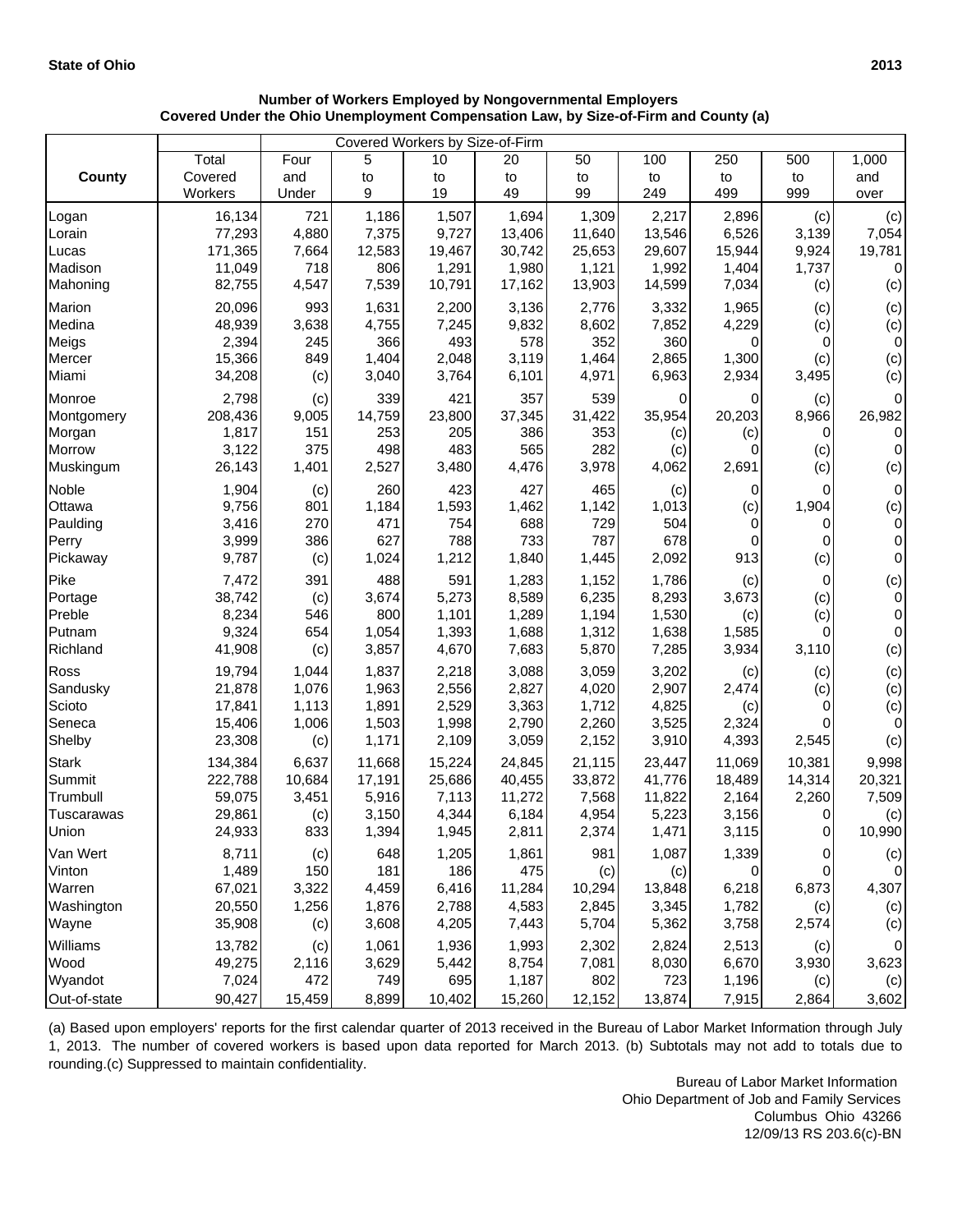**State of Ohio** **2013**

**Number of Workers Employed by Nongovernmental Employers**
**Covered Under the Ohio Unemployment Compensation Law, by Size-of-Firm and County (a)**

| | | Covered Workers by Size-of-Firm | | | | | | | | |
|---|---|---|---|---|---|---|---|---|---|---|
| **County** | Total Covered Workers | Four and Under | 5 to 9 | 10 to 19 | 20 to 49 | 50 to 99 | 100 to 249 | 250 to 499 | 500 to 999 | 1,000 and over |
| Logan | 16,134 | 721 | 1,186 | 1,507 | 1,694 | 1,309 | 2,217 | 2,896 | (c) | (c) |
| Lorain | 77,293 | 4,880 | 7,375 | 9,727 | 13,406 | 11,640 | 13,546 | 6,526 | 3,139 | 7,054 |
| Lucas | 171,365 | 7,664 | 12,583 | 19,467 | 30,742 | 25,653 | 29,607 | 15,944 | 9,924 | 19,781 |
| Madison | 11,049 | 718 | 806 | 1,291 | 1,980 | 1,121 | 1,992 | 1,404 | 1,737 | 0 |
| Mahoning | 82,755 | 4,547 | 7,539 | 10,791 | 17,162 | 13,903 | 14,599 | 7,034 | (c) | (c) |
| Marion | 20,096 | 993 | 1,631 | 2,200 | 3,136 | 2,776 | 3,332 | 1,965 | (c) | (c) |
| Medina | 48,939 | 3,638 | 4,755 | 7,245 | 9,832 | 8,602 | 7,852 | 4,229 | (c) | (c) |
| Meigs | 2,394 | 245 | 366 | 493 | 578 | 352 | 360 | 0 | 0 | 0 |
| Mercer | 15,366 | 849 | 1,404 | 2,048 | 3,119 | 1,464 | 2,865 | 1,300 | (c) | (c) |
| Miami | 34,208 | (c) | 3,040 | 3,764 | 6,101 | 4,971 | 6,963 | 2,934 | 3,495 | (c) |
| Monroe | 2,798 | (c) | 339 | 421 | 357 | 539 | 0 | 0 | (c) | 0 |
| Montgomery | 208,436 | 9,005 | 14,759 | 23,800 | 37,345 | 31,422 | 35,954 | 20,203 | 8,966 | 26,982 |
| Morgan | 1,817 | 151 | 253 | 205 | 386 | 353 | (c) | (c) | 0 | 0 |
| Morrow | 3,122 | 375 | 498 | 483 | 565 | 282 | (c) | 0 | (c) | 0 |
| Muskingum | 26,143 | 1,401 | 2,527 | 3,480 | 4,476 | 3,978 | 4,062 | 2,691 | (c) | (c) |
| Noble | 1,904 | (c) | 260 | 423 | 427 | 465 | (c) | 0 | 0 | 0 |
| Ottawa | 9,756 | 801 | 1,184 | 1,593 | 1,462 | 1,142 | 1,013 | (c) | 1,904 | (c) |
| Paulding | 3,416 | 270 | 471 | 754 | 688 | 729 | 504 | 0 | 0 | 0 |
| Perry | 3,999 | 386 | 627 | 788 | 733 | 787 | 678 | 0 | 0 | 0 |
| Pickaway | 9,787 | (c) | 1,024 | 1,212 | 1,840 | 1,445 | 2,092 | 913 | (c) | 0 |
| Pike | 7,472 | 391 | 488 | 591 | 1,283 | 1,152 | 1,786 | (c) | 0 | (c) |
| Portage | 38,742 | (c) | 3,674 | 5,273 | 8,589 | 6,235 | 8,293 | 3,673 | (c) | 0 |
| Preble | 8,234 | 546 | 800 | 1,101 | 1,289 | 1,194 | 1,530 | (c) | (c) | 0 |
| Putnam | 9,324 | 654 | 1,054 | 1,393 | 1,688 | 1,312 | 1,638 | 1,585 | 0 | 0 |
| Richland | 41,908 | (c) | 3,857 | 4,670 | 7,683 | 5,870 | 7,285 | 3,934 | 3,110 | (c) |
| Ross | 19,794 | 1,044 | 1,837 | 2,218 | 3,088 | 3,059 | 3,202 | (c) | (c) | (c) |
| Sandusky | 21,878 | 1,076 | 1,963 | 2,556 | 2,827 | 4,020 | 2,907 | 2,474 | (c) | (c) |
| Scioto | 17,841 | 1,113 | 1,891 | 2,529 | 3,363 | 1,712 | 4,825 | (c) | 0 | (c) |
| Seneca | 15,406 | 1,006 | 1,503 | 1,998 | 2,790 | 2,260 | 3,525 | 2,324 | 0 | 0 |
| Shelby | 23,308 | (c) | 1,171 | 2,109 | 3,059 | 2,152 | 3,910 | 4,393 | 2,545 | (c) |
| Stark | 134,384 | 6,637 | 11,668 | 15,224 | 24,845 | 21,115 | 23,447 | 11,069 | 10,381 | 9,998 |
| Summit | 222,788 | 10,684 | 17,191 | 25,686 | 40,455 | 33,872 | 41,776 | 18,489 | 14,314 | 20,321 |
| Trumbull | 59,075 | 3,451 | 5,916 | 7,113 | 11,272 | 7,568 | 11,822 | 2,164 | 2,260 | 7,509 |
| Tuscarawas | 29,861 | (c) | 3,150 | 4,344 | 6,184 | 4,954 | 5,223 | 3,156 | 0 | (c) |
| Union | 24,933 | 833 | 1,394 | 1,945 | 2,811 | 2,374 | 1,471 | 3,115 | 0 | 10,990 |
| Van Wert | 8,711 | (c) | 648 | 1,205 | 1,861 | 981 | 1,087 | 1,339 | 0 | (c) |
| Vinton | 1,489 | 150 | 181 | 186 | 475 | (c) | (c) | 0 | 0 | 0 |
| Warren | 67,021 | 3,322 | 4,459 | 6,416 | 11,284 | 10,294 | 13,848 | 6,218 | 6,873 | 4,307 |
| Washington | 20,550 | 1,256 | 1,876 | 2,788 | 4,583 | 2,845 | 3,345 | 1,782 | (c) | (c) |
| Wayne | 35,908 | (c) | 3,608 | 4,205 | 7,443 | 5,704 | 5,362 | 3,758 | 2,574 | (c) |
| Williams | 13,782 | (c) | 1,061 | 1,936 | 1,993 | 2,302 | 2,824 | 2,513 | (c) | 0 |
| Wood | 49,275 | 2,116 | 3,629 | 5,442 | 8,754 | 7,081 | 8,030 | 6,670 | 3,930 | 3,623 |
| Wyandot | 7,024 | 472 | 749 | 695 | 1,187 | 802 | 723 | 1,196 | (c) | (c) |
| Out-of-state | 90,427 | 15,459 | 8,899 | 10,402 | 15,260 | 12,152 | 13,874 | 7,915 | 2,864 | 3,602 |

(a) Based upon employers' reports for the first calendar quarter of 2013 received in the Bureau of Labor Market Information through July 1, 2013. The number of covered workers is based upon data reported for March 2013. (b) Subtotals may not add to totals due to rounding.(c) Suppressed to maintain confidentiality.

Bureau of Labor Market Information
Ohio Department of Job and Family Services
Columbus Ohio 43266
12/09/13 RS 203.6(c)-BN